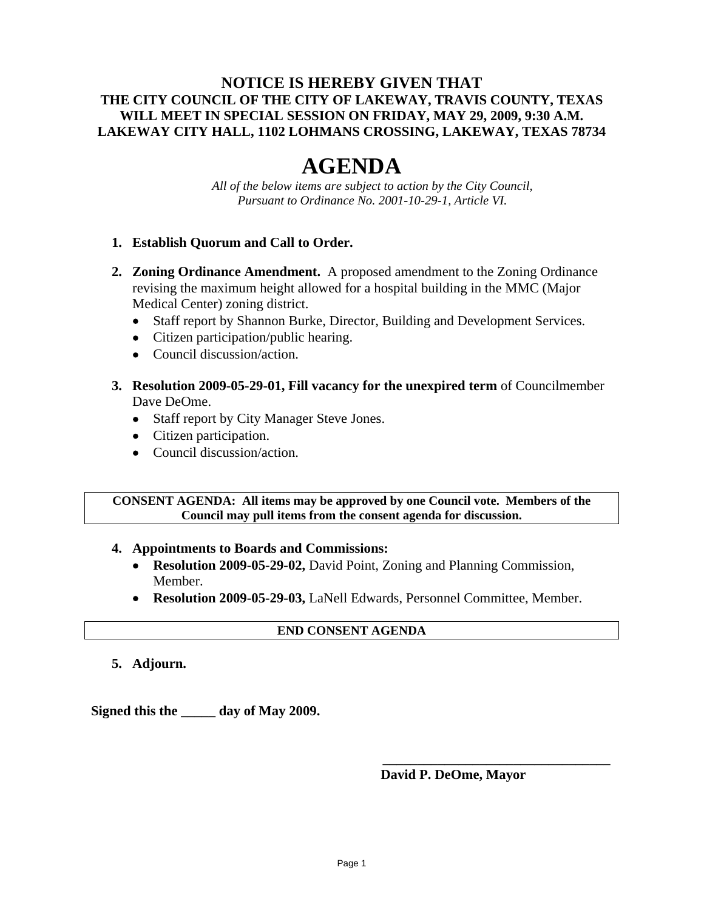**NOTICE IS HEREBY GIVEN THAT**
**THE CITY COUNCIL OF THE CITY OF LAKEWAY, TRAVIS COUNTY, TEXAS**
**WILL MEET IN SPECIAL SESSION ON FRIDAY, MAY 29, 2009, 9:30 A.M.**
**LAKEWAY CITY HALL, 1102 LOHMANS CROSSING, LAKEWAY, TEXAS 78734**

# AGENDA

*All of the below items are subject to action by the City Council,*
*Pursuant to Ordinance No. 2001-10-29-1, Article VI.*

1. **Establish Quorum and Call to Order.**

2. **Zoning Ordinance Amendment.** A proposed amendment to the Zoning Ordinance revising the maximum height allowed for a hospital building in the MMC (Major Medical Center) zoning district.
   - Staff report by Shannon Burke, Director, Building and Development Services.
   - Citizen participation/public hearing.
   - Council discussion/action.

3. **Resolution 2009-05-29-01, Fill vacancy for the unexpired term** of Councilmember Dave DeOme.
   - Staff report by City Manager Steve Jones.
   - Citizen participation.
   - Council discussion/action.

**CONSENT AGENDA: All items may be approved by one Council vote. Members of the Council may pull items from the consent agenda for discussion.**

4. **Appointments to Boards and Commissions:**
   - **Resolution 2009-05-29-02,** David Point, Zoning and Planning Commission, Member.
   - **Resolution 2009-05-29-03,** LaNell Edwards, Personnel Committee, Member.

**END CONSENT AGENDA**

5. **Adjourn.**

**Signed this the _____ day of May 2009.**

__________________________________

**David P. DeOme, Mayor**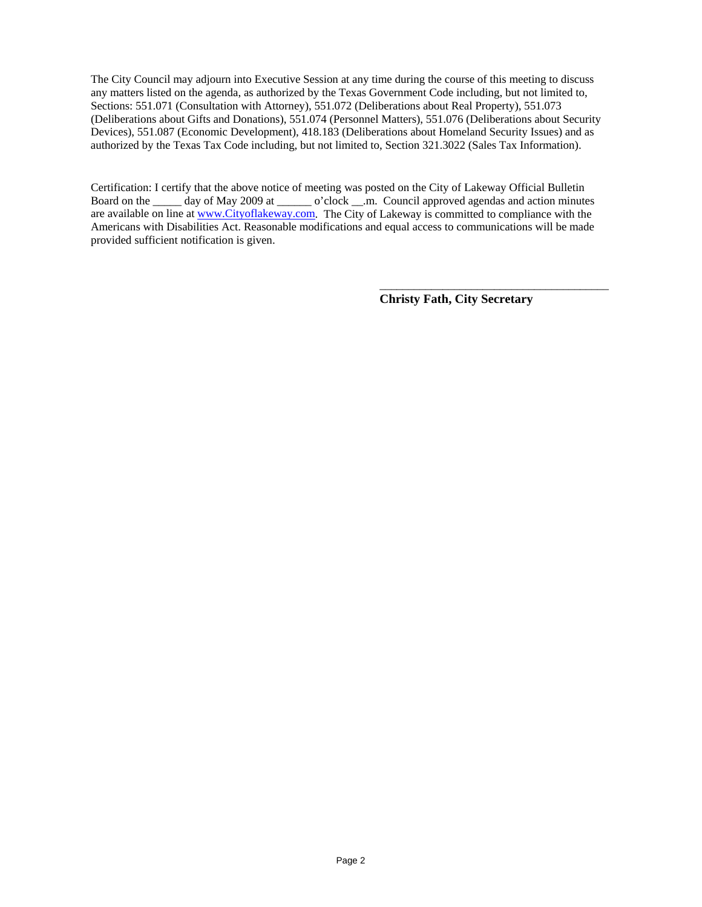The City Council may adjourn into Executive Session at any time during the course of this meeting to discuss any matters listed on the agenda, as authorized by the Texas Government Code including, but not limited to, Sections: 551.071 (Consultation with Attorney), 551.072 (Deliberations about Real Property), 551.073 (Deliberations about Gifts and Donations), 551.074 (Personnel Matters), 551.076 (Deliberations about Security Devices), 551.087 (Economic Development), 418.183 (Deliberations about Homeland Security Issues) and as authorized by the Texas Tax Code including, but not limited to, Section 321.3022 (Sales Tax Information).

Certification: I certify that the above notice of meeting was posted on the City of Lakeway Official Bulletin Board on the _____ day of May 2009 at ______ o'clock __.m. Council approved agendas and action minutes are available on line at www.Cityoflakeway.com. The City of Lakeway is committed to compliance with the Americans with Disabilities Act. Reasonable modifications and equal access to communications will be made provided sufficient notification is given.

_______________________________________

**Christy Fath, City Secretary**